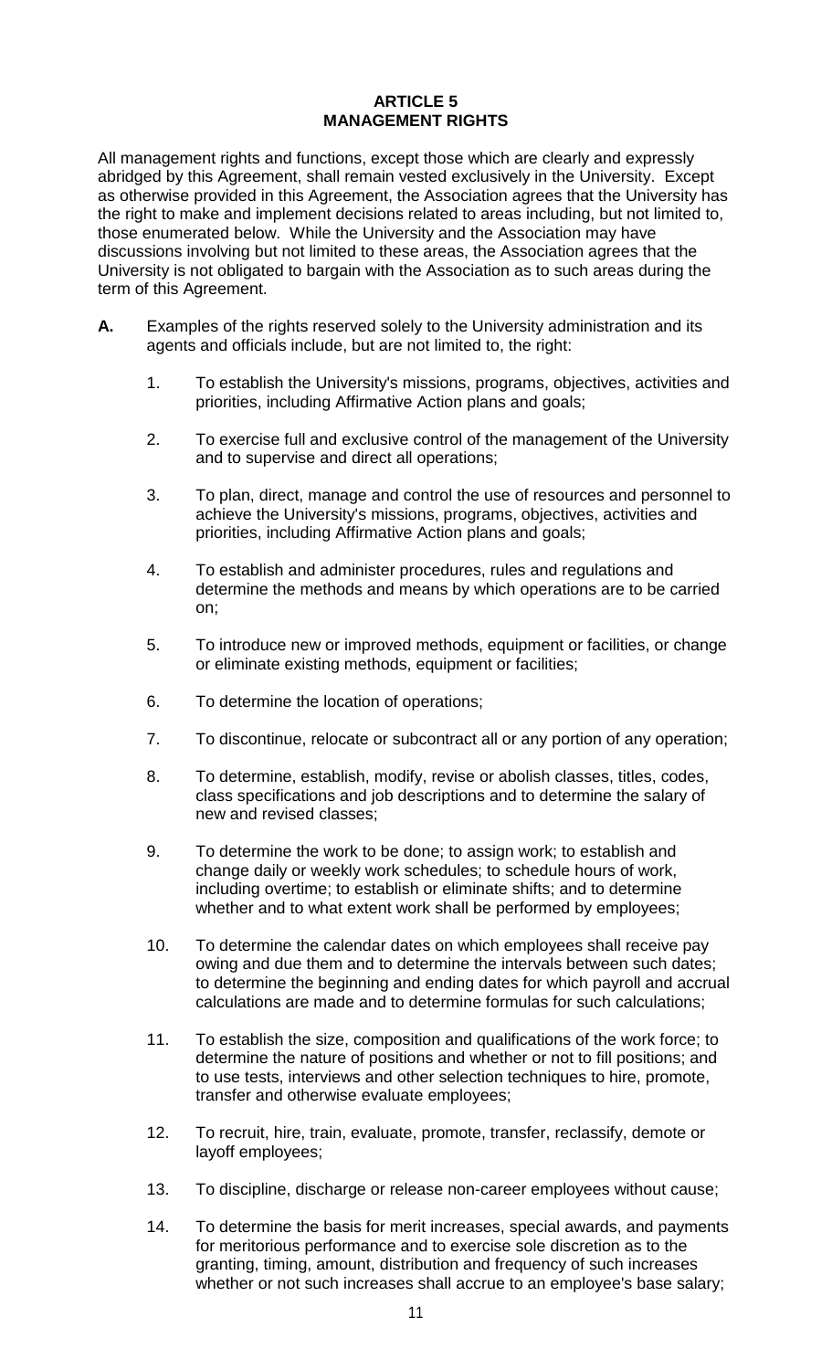# ARTICLE 5
# MANAGEMENT RIGHTS

All management rights and functions, except those which are clearly and expressly abridged by this Agreement, shall remain vested exclusively in the University. Except as otherwise provided in this Agreement, the Association agrees that the University has the right to make and implement decisions related to areas including, but not limited to, those enumerated below. While the University and the Association may have discussions involving but not limited to these areas, the Association agrees that the University is not obligated to bargain with the Association as to such areas during the term of this Agreement.

**A.** Examples of the rights reserved solely to the University administration and its agents and officials include, but are not limited to, the right:

1. To establish the University's missions, programs, objectives, activities and priorities, including Affirmative Action plans and goals;

2. To exercise full and exclusive control of the management of the University and to supervise and direct all operations;

3. To plan, direct, manage and control the use of resources and personnel to achieve the University's missions, programs, objectives, activities and priorities, including Affirmative Action plans and goals;

4. To establish and administer procedures, rules and regulations and determine the methods and means by which operations are to be carried on;

5. To introduce new or improved methods, equipment or facilities, or change or eliminate existing methods, equipment or facilities;

6. To determine the location of operations;

7. To discontinue, relocate or subcontract all or any portion of any operation;

8. To determine, establish, modify, revise or abolish classes, titles, codes, class specifications and job descriptions and to determine the salary of new and revised classes;

9. To determine the work to be done; to assign work; to establish and change daily or weekly work schedules; to schedule hours of work, including overtime; to establish or eliminate shifts; and to determine whether and to what extent work shall be performed by employees;

10. To determine the calendar dates on which employees shall receive pay owing and due them and to determine the intervals between such dates; to determine the beginning and ending dates for which payroll and accrual calculations are made and to determine formulas for such calculations;

11. To establish the size, composition and qualifications of the work force; to determine the nature of positions and whether or not to fill positions; and to use tests, interviews and other selection techniques to hire, promote, transfer and otherwise evaluate employees;

12. To recruit, hire, train, evaluate, promote, transfer, reclassify, demote or layoff employees;

13. To discipline, discharge or release non-career employees without cause;

14. To determine the basis for merit increases, special awards, and payments for meritorious performance and to exercise sole discretion as to the granting, timing, amount, distribution and frequency of such increases whether or not such increases shall accrue to an employee's base salary;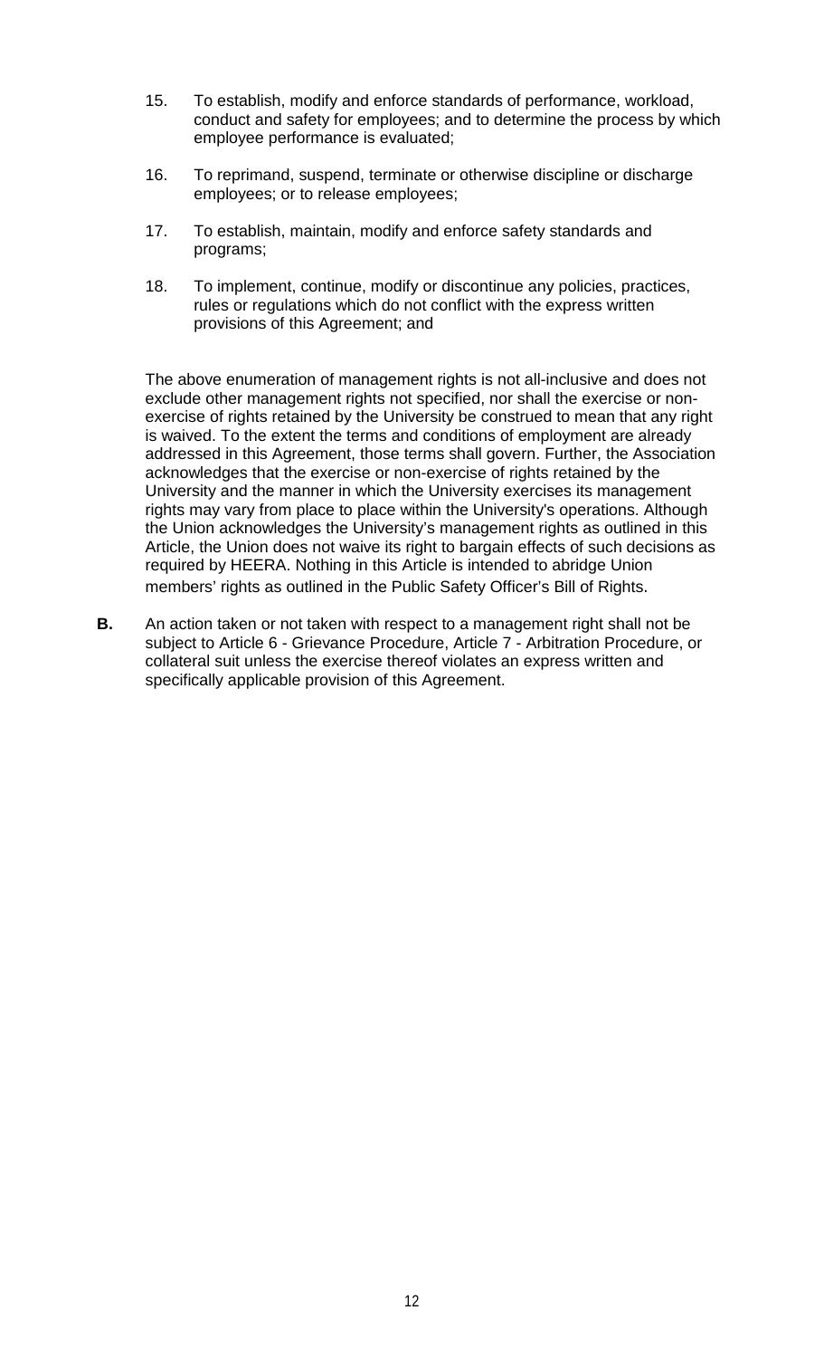15. To establish, modify and enforce standards of performance, workload, conduct and safety for employees; and to determine the process by which employee performance is evaluated;

16. To reprimand, suspend, terminate or otherwise discipline or discharge employees; or to release employees;

17. To establish, maintain, modify and enforce safety standards and programs;

18. To implement, continue, modify or discontinue any policies, practices, rules or regulations which do not conflict with the express written provisions of this Agreement; and

The above enumeration of management rights is not all-inclusive and does not exclude other management rights not specified, nor shall the exercise or non-exercise of rights retained by the University be construed to mean that any right is waived. To the extent the terms and conditions of employment are already addressed in this Agreement, those terms shall govern. Further, the Association acknowledges that the exercise or non-exercise of rights retained by the University and the manner in which the University exercises its management rights may vary from place to place within the University's operations. Although the Union acknowledges the University's management rights as outlined in this Article, the Union does not waive its right to bargain effects of such decisions as required by HEERA. Nothing in this Article is intended to abridge Union members' rights as outlined in the Public Safety Officer's Bill of Rights.

**B.** An action taken or not taken with respect to a management right shall not be subject to Article 6 - Grievance Procedure, Article 7 - Arbitration Procedure, or collateral suit unless the exercise thereof violates an express written and specifically applicable provision of this Agreement.